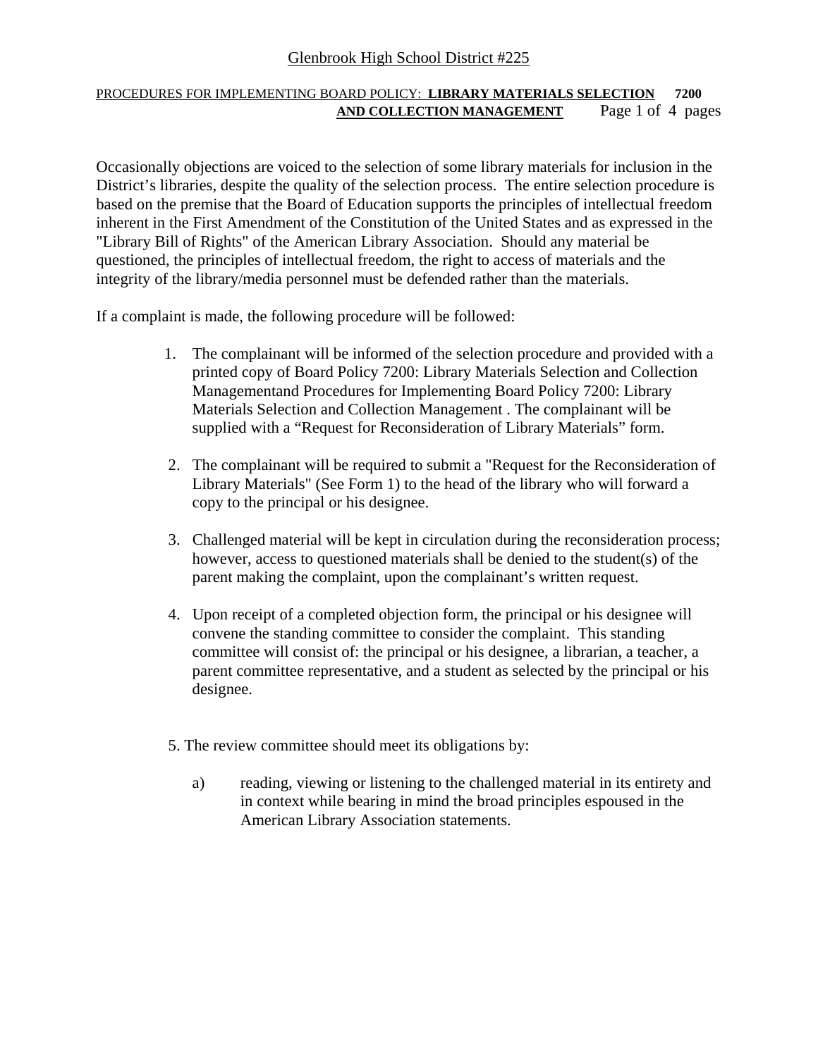Glenbrook High School District #225

PROCEDURES FOR IMPLEMENTING BOARD POLICY: **LIBRARY MATERIALS SELECTION AND COLLECTION MANAGEMENT** **7200**

Occasionally objections are voiced to the selection of some library materials for inclusion in the District's libraries, despite the quality of the selection process. The entire selection procedure is based on the premise that the Board of Education supports the principles of intellectual freedom inherent in the First Amendment of the Constitution of the United States and as expressed in the "Library Bill of Rights" of the American Library Association. Should any material be questioned, the principles of intellectual freedom, the right to access of materials and the integrity of the library/media personnel must be defended rather than the materials.

If a complaint is made, the following procedure will be followed:

1. The complainant will be informed of the selection procedure and provided with a printed copy of Board Policy 7200: Library Materials Selection and Collection Managementand Procedures for Implementing Board Policy 7200: Library Materials Selection and Collection Management . The complainant will be supplied with a "Request for Reconsideration of Library Materials" form.

2. The complainant will be required to submit a "Request for the Reconsideration of Library Materials" (See Form 1) to the head of the library who will forward a copy to the principal or his designee.

3. Challenged material will be kept in circulation during the reconsideration process; however, access to questioned materials shall be denied to the student(s) of the parent making the complaint, upon the complainant's written request.

4. Upon receipt of a completed objection form, the principal or his designee will convene the standing committee to consider the complaint. This standing committee will consist of: the principal or his designee, a librarian, a teacher, a parent committee representative, and a student as selected by the principal or his designee.

5. The review committee should meet its obligations by:

   a) reading, viewing or listening to the challenged material in its entirety and in context while bearing in mind the broad principles espoused in the American Library Association statements.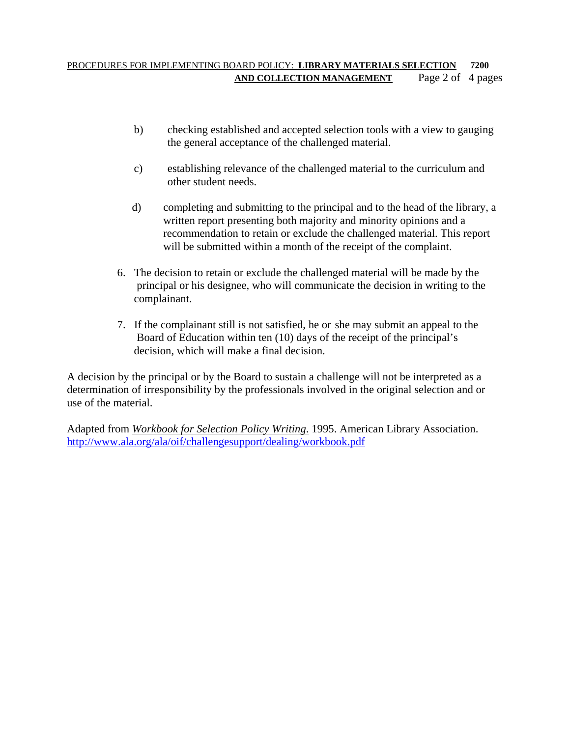b) checking established and accepted selection tools with a view to gauging the general acceptance of the challenged material.

c) establishing relevance of the challenged material to the curriculum and other student needs.

d) completing and submitting to the principal and to the head of the library, a written report presenting both majority and minority opinions and a recommendation to retain or exclude the challenged material. This report will be submitted within a month of the receipt of the complaint.

6. The decision to retain or exclude the challenged material will be made by the principal or his designee, who will communicate the decision in writing to the complainant.

7. If the complainant still is not satisfied, he or she may submit an appeal to the Board of Education within ten (10) days of the receipt of the principal's decision, which will make a final decision.

A decision by the principal or by the Board to sustain a challenge will not be interpreted as a determination of irresponsibility by the professionals involved in the original selection and or use of the material.

Adapted from *Workbook for Selection Policy Writing.* 1995. American Library Association. http://www.ala.org/ala/oif/challengesupport/dealing/workbook.pdf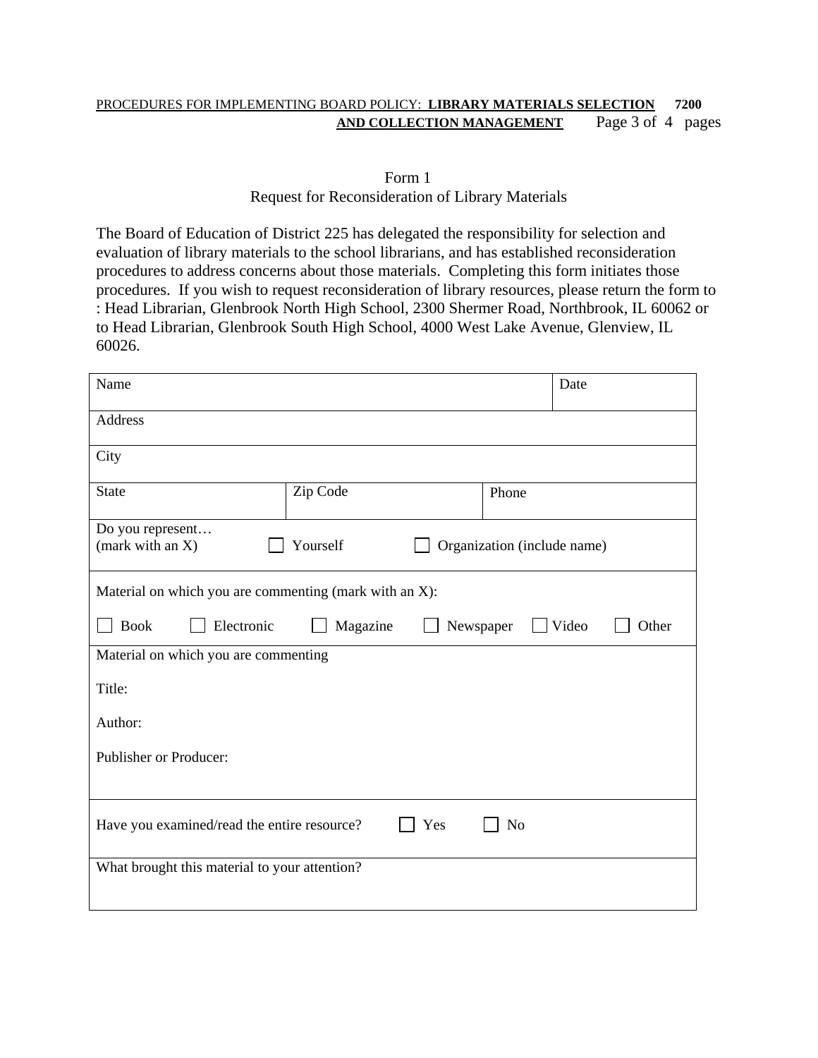## Form 1
## Request for Reconsideration of Library Materials

The Board of Education of District 225 has delegated the responsibility for selection and evaluation of library materials to the school librarians, and has established reconsideration procedures to address concerns about those materials. Completing this form initiates those procedures. If you wish to request reconsideration of library resources, please return the form to : Head Librarian, Glenbrook North High School, 2300 Shermer Road, Northbrook, IL 60062 or to Head Librarian, Glenbrook South High School, 4000 West Lake Avenue, Glenview, IL 60026.

| Name | | | Date |
|---|---|---|---|
| Address | | | |
| City | | | |
| State | Zip Code | Phone | |
| Do you represent… (mark with an X) ☐ Yourself ☐ Organization (include name) | | | |
| Material on which you are commenting (mark with an X): ☐ Book ☐ Electronic ☐ Magazine ☐ Newspaper ☐ Video ☐ Other | | | |
| Material on which you are commenting<br>Title:<br>Author:<br>Publisher or Producer: | | | |
| Have you examined/read the entire resource? ☐ Yes ☐ No | | | |
| What brought this material to your attention? | | | |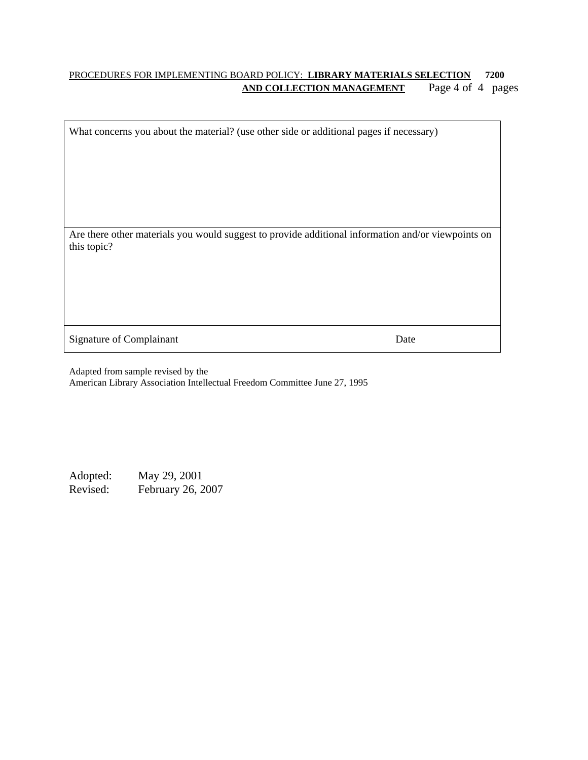| |
|---|
| What concerns you about the material? (use other side or additional pages if necessary) |
| Are there other materials you would suggest to provide additional information and/or viewpoints on this topic? |
| Signature of Complainant Date |

Adapted from sample revised by the
American Library Association Intellectual Freedom Committee June 27, 1995

Adopted: May 29, 2001
Revised: February 26, 2007